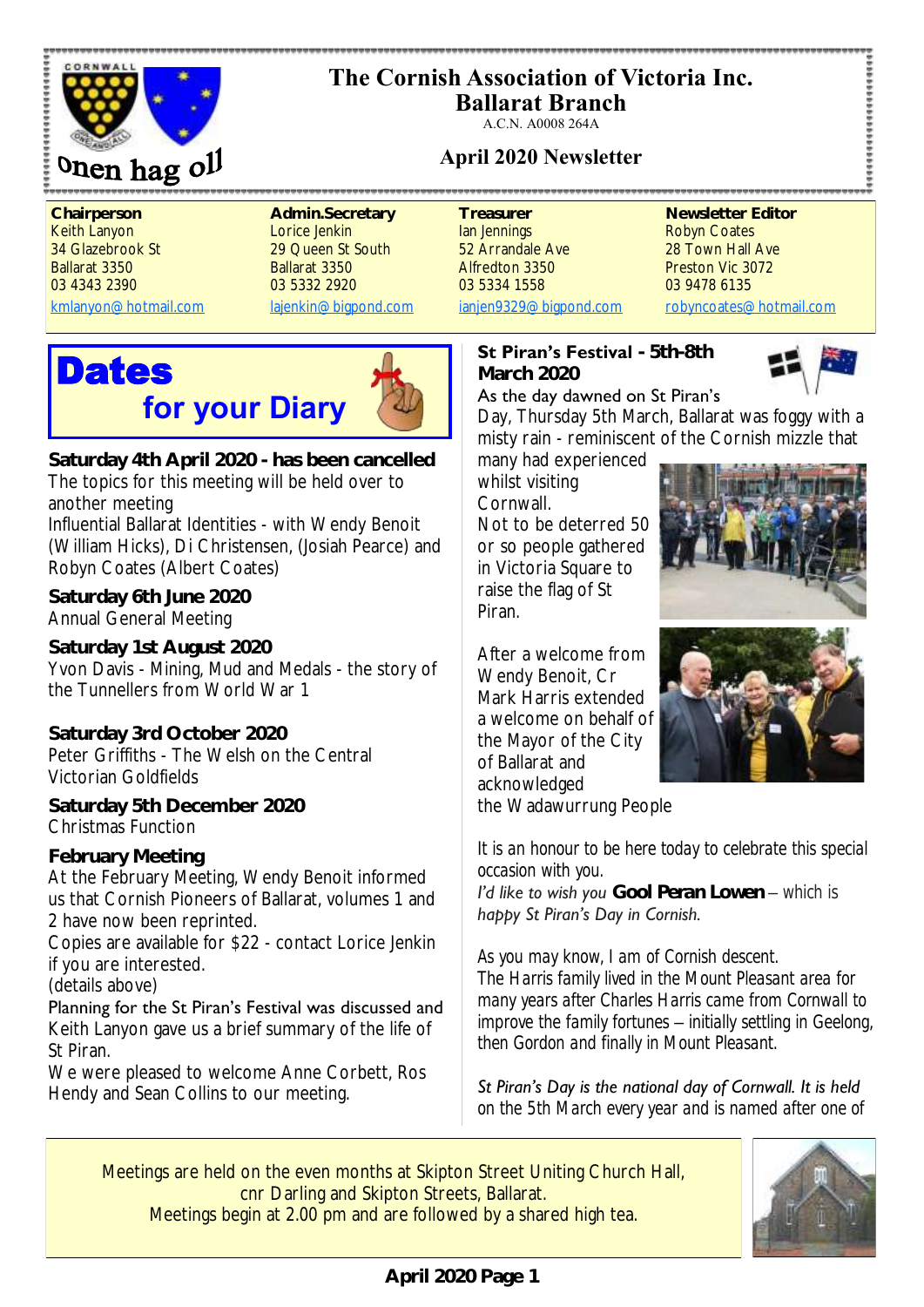# The Cornish Association of Victoria Inc.
## Ballarat Branch
A.C.N. A0008 264A

Onen hag oll

### April 2020 Newsletter

**Chairperson**
Keith Lanyon
34 Glazebrook St
Ballarat 3350
03 4343 2390
kmlanyon@hotmail.com

**Admin.Secretary**
Lorice Jenkin
29 Queen St South
Ballarat 3350
03 5332 2920
lajenkin@bigpond.com

**Treasurer**
Ian Jennings
52 Arrandale Ave
Alfredton 3350
03 5334 1558
ianjen9329@bigpond.com

**Newsletter Editor**
Robyn Coates
28 Town Hall Ave
Preston Vic 3072
03 9478 6135
robyncoates@hotmail.com

## Dates for your Diary

**Saturday 4th April 2020 - has been cancelled**
The topics for this meeting will be held over to another meeting
Influential Ballarat Identities - with Wendy Benoit (William Hicks), Di Christensen, (Josiah Pearce) and Robyn Coates (Albert Coates)

**Saturday 6th June 2020**
Annual General Meeting

**Saturday 1st August 2020**
Yvon Davis - Mining, Mud and Medals - the story of the Tunnellers from World War 1

**Saturday 3rd October 2020**
Peter Griffiths - The Welsh on the Central Victorian Goldfields

**Saturday 5th December 2020**
Christmas Function

**February Meeting**
At the February Meeting, Wendy Benoit informed us that Cornish Pioneers of Ballarat, volumes 1 and 2 have now been reprinted.
Copies are available for $22 - contact Lorice Jenkin if you are interested.
(details above)
Planning for the St Piran's Festival was discussed and Keith Lanyon gave us a brief summary of the life of St Piran.
We were pleased to welcome Anne Corbett, Ros Hendy and Sean Collins to our meeting.

## St Piran's Festival - 5th-8th March 2020

As the day dawned on St Piran's Day, Thursday 5th March, Ballarat was foggy with a misty rain - reminiscent of the Cornish mizzle that many had experienced whilst visiting Cornwall.
Not to be deterred 50 or so people gathered in Victoria Square to raise the flag of St Piran.

After a welcome from Wendy Benoit, Cr Mark Harris extended a welcome on behalf of the Mayor of the City of Ballarat and acknowledged the Wadawurrung People

It is an honour to be here today to celebrate this special occasion with you.
*I'd like to wish you* **Gool Peran Lowen** – which is *happy St Piran's Day in Cornish.*

As you may know, I am of Cornish descent.
The Harris family lived in the Mount Pleasant area for many years after Charles Harris came from Cornwall to improve the family fortunes – initially settling in Geelong, then Gordon and finally in Mount Pleasant.

*St Piran's Day is the national day of Cornwall. It is held* on the 5th March every year and is named after one of

Meetings are held on the even months at Skipton Street Uniting Church Hall, cnr Darling and Skipton Streets, Ballarat.
Meetings begin at 2.00 pm and are followed by a shared high tea.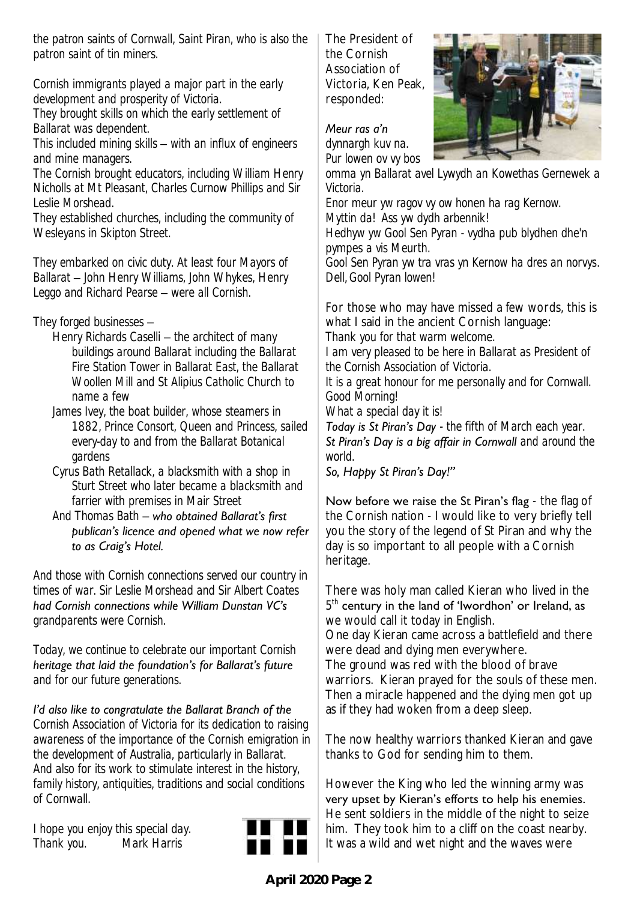the patron saints of Cornwall, Saint Piran, who is also the patron saint of tin miners.

Cornish immigrants played a major part in the early development and prosperity of Victoria.
They brought skills on which the early settlement of Ballarat was dependent.
This included mining skills – with an influx of engineers and mine managers.
The Cornish brought educators, including William Henry Nicholls at Mt Pleasant, Charles Curnow Phillips and Sir Leslie Morshead.
They established churches, including the community of Wesleyans in Skipton Street.

They embarked on civic duty. At least four Mayors of Ballarat – John Henry Williams, John Whykes, Henry Leggo and Richard Pearse – were all Cornish.

They forged businesses –

- Henry Richards Caselli – the architect of many buildings around Ballarat including the Ballarat Fire Station Tower in Ballarat East, the Ballarat Woollen Mill and St Alipius Catholic Church to name a few
- James Ivey, the boat builder, whose steamers in 1882, Prince Consort, Queen and Princess, sailed every-day to and from the Ballarat Botanical gardens
- Cyrus Bath Retallack, a blacksmith with a shop in Sturt Street who later became a blacksmith and farrier with premises in Mair Street
- And Thomas Bath – who obtained Ballarat's first publican's licence and opened what we now refer to as Craig's Hotel.

And those with Cornish connections served our country in times of war. Sir Leslie Morshead and Sir Albert Coates had Cornish connections while William Dunstan VC's grandparents were Cornish.

Today, we continue to celebrate our important Cornish heritage that laid the foundation's for Ballarat's future and for our future generations.

I'd also like to congratulate the Ballarat Branch of the Cornish Association of Victoria for its dedication to raising awareness of the importance of the Cornish emigration in the development of Australia, particularly in Ballarat.
And also for its work to stimulate interest in the history, family history, antiquities, traditions and social conditions of Cornwall.

I hope you enjoy this special day.
Thank you. Mark Harris

The President of the Cornish Association of Victoria, Ken Peak, responded:

*Meur ras a'n dynnargh kuv na.*
*Pur lowen ov vy bos omma yn Ballarat avel Lywydh an Kowethas Gernewek a Victoria.*
*Enor meur yw ragov vy ow honen ha rag Kernow.*
*Myttin da! Ass yw dydh arbennik!*
*Hedhyw yw Gool Sen Pyran - vydha pub blydhen dhe'n pympes a vis Meurth.*
*Gool Sen Pyran yw tra vras yn Kernow ha dres an norvys.*
*Dell, Gool Pyran lowen!*

For those who may have missed a few words, this is what I said in the ancient Cornish language:
*Thank you for that warm welcome.*
*I am very pleased to be here in Ballarat as President of the Cornish Association of Victoria.*
*It is a great honour for me personally and for Cornwall.*
*Good Morning!*
*What a special day it is!*
*Today is St Piran's Day - the fifth of March each year.*
*St Piran's Day is a big affair in Cornwall and around the world.*
*So, Happy St Piran's Day!"*

Now before we raise the St Piran's flag - the flag of the Cornish nation - I would like to very briefly tell you the story of the legend of St Piran and why the day is so important to all people with a Cornish heritage.

There was holy man called Kieran who lived in the 5th century in the land of 'Iwordhon' or Ireland, as we would call it today in English.
One day Kieran came across a battlefield and there were dead and dying men everywhere.
The ground was red with the blood of brave warriors. Kieran prayed for the souls of these men. Then a miracle happened and the dying men got up as if they had woken from a deep sleep.

The now healthy warriors thanked Kieran and gave thanks to God for sending him to them.

However the King who led the winning army was very upset by Kieran's efforts to help his enemies. He sent soldiers in the middle of the night to seize him. They took him to a cliff on the coast nearby. It was a wild and wet night and the waves were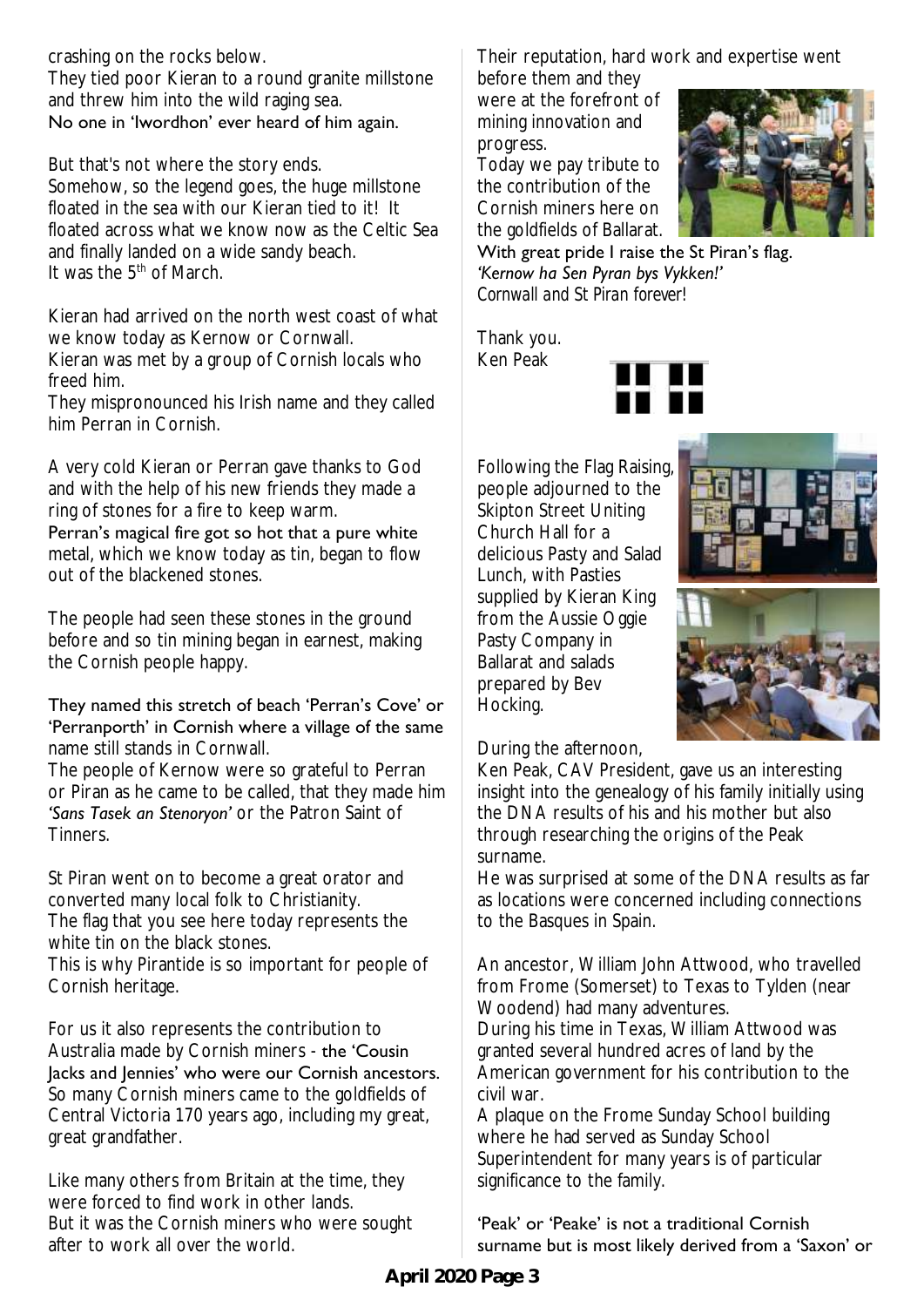crashing on the rocks below.
They tied poor Kieran to a round granite millstone and threw him into the wild raging sea.
No one in 'Iwordhon' ever heard of him again.

But that's not where the story ends.
Somehow, so the legend goes, the huge millstone floated in the sea with our Kieran tied to it! It floated across what we know now as the Celtic Sea and finally landed on a wide sandy beach.
It was the 5th of March.

Kieran had arrived on the north west coast of what we know today as Kernow or Cornwall.
Kieran was met by a group of Cornish locals who freed him.
They mispronounced his Irish name and they called him Perran in Cornish.

A very cold Kieran or Perran gave thanks to God and with the help of his new friends they made a ring of stones for a fire to keep warm.
Perran's magical fire got so hot that a pure white metal, which we know today as tin, began to flow out of the blackened stones.

The people had seen these stones in the ground before and so tin mining began in earnest, making the Cornish people happy.

They named this stretch of beach 'Perran's Cove' or 'Perranporth' in Cornish where a village of the same name still stands in Cornwall.
The people of Kernow were so grateful to Perran or Piran as he came to be called, that they made him *'Sans Tasek an Stenoryon'* or the Patron Saint of Tinners.

St Piran went on to become a great orator and converted many local folk to Christianity.
The flag that you see here today represents the white tin on the black stones.
This is why Pirantide is so important for people of Cornish heritage.

For us it also represents the contribution to Australia made by Cornish miners - the 'Cousin Jacks and Jennies' who were our Cornish ancestors.
So many Cornish miners came to the goldfields of Central Victoria 170 years ago, including my great, great grandfather.

Like many others from Britain at the time, they were forced to find work in other lands.
But it was the Cornish miners who were sought after to work all over the world.

Their reputation, hard work and expertise went before them and they were at the forefront of mining innovation and progress.
Today we pay tribute to the contribution of the Cornish miners here on the goldfields of Ballarat.
With great pride I raise the St Piran's flag.
*'Kernow ha Sen Pyran bys Vykken!'*
*Cornwall and St Piran forever!*

Thank you.
Ken Peak

Following the Flag Raising, people adjourned to the Skipton Street Uniting Church Hall for a delicious Pasty and Salad Lunch, with Pasties supplied by Kieran King from the Aussie Oggie Pasty Company in Ballarat and salads prepared by Bev Hocking.

During the afternoon, Ken Peak, CAV President, gave us an interesting insight into the genealogy of his family initially using the DNA results of his and his mother but also through researching the origins of the Peak surname.
He was surprised at some of the DNA results as far as locations were concerned including connections to the Basques in Spain.

An ancestor, William John Attwood, who travelled from Frome (Somerset) to Texas to Tylden (near Woodend) had many adventures.
During his time in Texas, William Attwood was granted several hundred acres of land by the American government for his contribution to the civil war.
A plaque on the Frome Sunday School building where he had served as Sunday School Superintendent for many years is of particular significance to the family.

'Peak' or 'Peake' is not a traditional Cornish surname but is most likely derived from a 'Saxon' or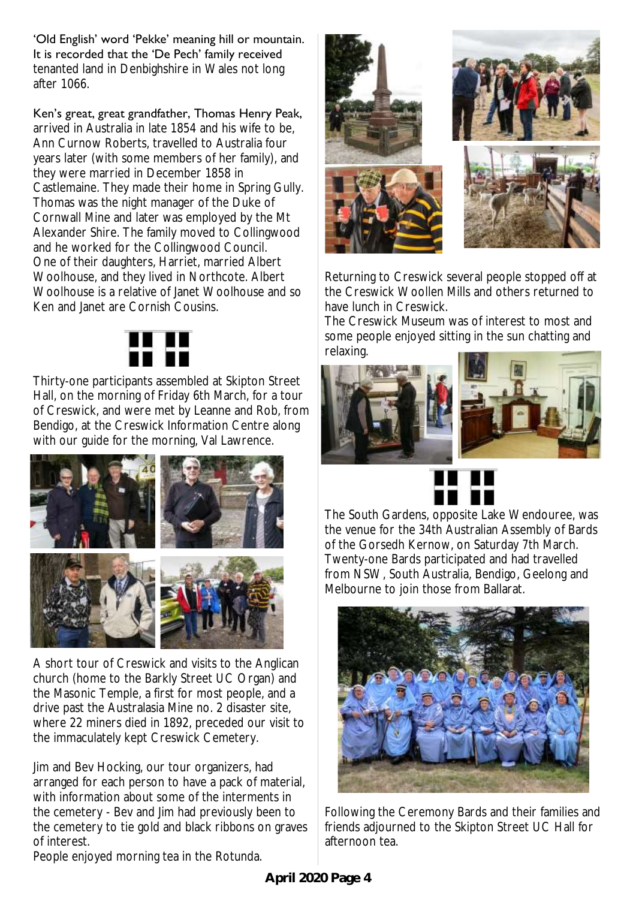'Old English' word 'Pekke' meaning hill or mountain. It is recorded that the 'De Pech' family received tenanted land in Denbighshire in Wales not long after 1066.

Ken's great, great grandfather, Thomas Henry Peak, arrived in Australia in late 1854 and his wife to be, Ann Curnow Roberts, travelled to Australia four years later (with some members of her family), and they were married in December 1858 in Castlemaine. They made their home in Spring Gully. Thomas was the night manager of the Duke of Cornwall Mine and later was employed by the Mt Alexander Shire. The family moved to Collingwood and he worked for the Collingwood Council. One of their daughters, Harriet, married Albert Woolhouse, and they lived in Northcote. Albert Woolhouse is a relative of Janet Woolhouse and so Ken and Janet are Cornish Cousins.

Thirty-one participants assembled at Skipton Street Hall, on the morning of Friday 6th March, for a tour of Creswick, and were met by Leanne and Rob, from Bendigo, at the Creswick Information Centre along with our guide for the morning, Val Lawrence.

A short tour of Creswick and visits to the Anglican church (home to the Barkly Street UC Organ) and the Masonic Temple, a first for most people, and a drive past the Australasia Mine no. 2 disaster site, where 22 miners died in 1892, preceded our visit to the immaculately kept Creswick Cemetery.

Jim and Bev Hocking, our tour organizers, had arranged for each person to have a pack of material, with information about some of the interments in the cemetery - Bev and Jim had previously been to the cemetery to tie gold and black ribbons on graves of interest.

People enjoyed morning tea in the Rotunda.

Returning to Creswick several people stopped off at the Creswick Woollen Mills and others returned to have lunch in Creswick.

The Creswick Museum was of interest to most and some people enjoyed sitting in the sun chatting and relaxing.

The South Gardens, opposite Lake Wendouree, was the venue for the 34th Australian Assembly of Bards of the Gorsedh Kernow, on Saturday 7th March. Twenty-one Bards participated and had travelled from NSW, South Australia, Bendigo, Geelong and Melbourne to join those from Ballarat.

Following the Ceremony Bards and their families and friends adjourned to the Skipton Street UC Hall for afternoon tea.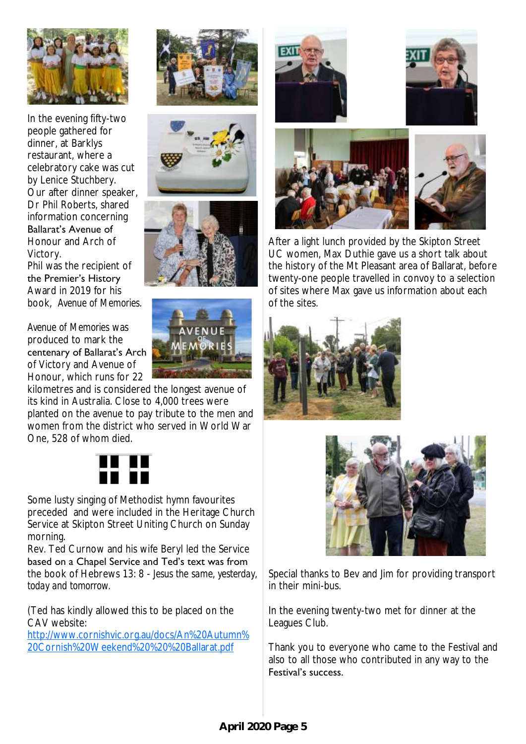In the evening fifty-two people gathered for dinner, at Barklys restaurant, where a celebratory cake was cut by Lenice Stuchbery.
Our after dinner speaker, Dr Phil Roberts, shared information concerning Ballarat's Avenue of Honour and Arch of Victory.
Phil was the recipient of the Premier's History Award in 2019 for his book, *Avenue of Memories*.

*Avenue of Memories* was produced to mark the centenary of Ballarat's Arch of Victory and Avenue of Honour, which runs for 22 kilometres and is considered the longest avenue of its kind in Australia. Close to 4,000 trees were planted on the avenue to pay tribute to the men and women from the district who served in World War One, 528 of whom died.

Some lusty singing of Methodist hymn favourites preceded and were included in the Heritage Church Service at Skipton Street Uniting Church on Sunday morning.
Rev. Ted Curnow and his wife Beryl led the Service based on a Chapel Service and Ted's text was from the book of Hebrews 13: 8 - *Jesus the same, yesterday, today and tomorrow.*

(Ted has kindly allowed this to be placed on the CAV website:
[http://www.cornishvic.org.au/docs/An%20Autumn%20Cornish%20Weekend%20%20%20Ballarat.pdf](http://www.cornishvic.org.au/docs/An%20Autumn%20Cornish%20Weekend%20%20%20Ballarat.pdf)

After a light lunch provided by the Skipton Street UC women, Max Duthie gave us a short talk about the history of the Mt Pleasant area of Ballarat, before twenty-one people travelled in convoy to a selection of sites where Max gave us information about each of the sites.

Special thanks to Bev and Jim for providing transport in their mini-bus.

In the evening twenty-two met for dinner at the Leagues Club.

Thank you to everyone who came to the Festival and also to all those who contributed in any way to the Festival's success.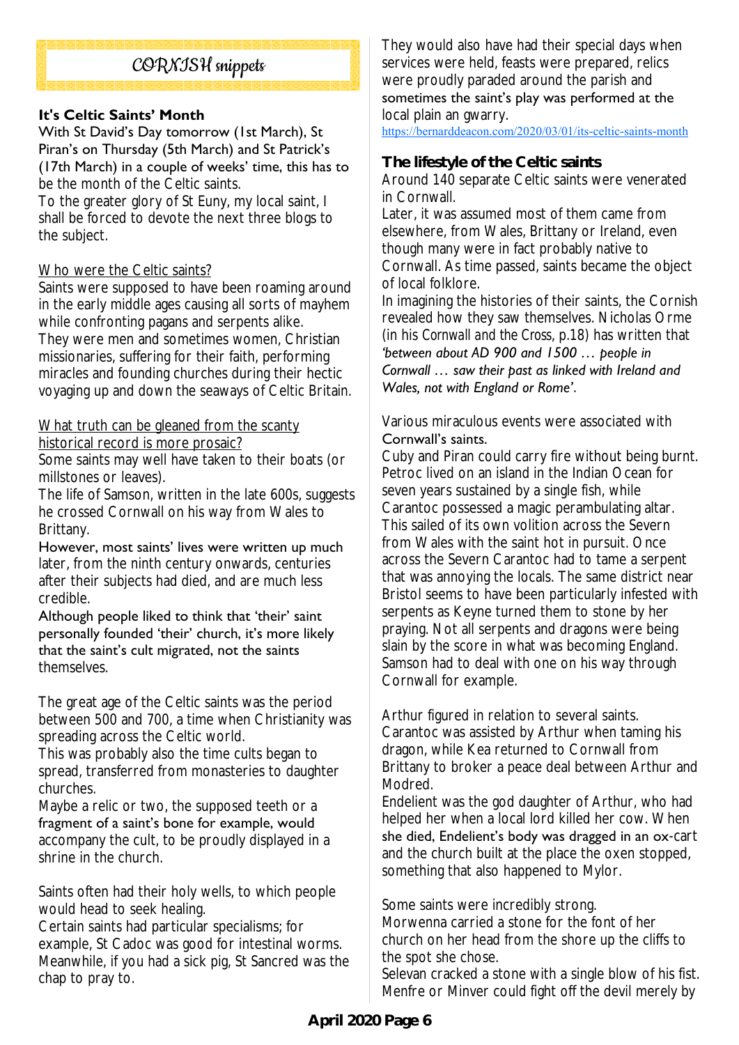# CORNISH snippets

## It's Celtic Saints' Month

With St David's Day tomorrow (1st March), St Piran's on Thursday (5th March) and St Patrick's (17th March) in a couple of weeks' time, this has to be the month of the Celtic saints.

To the greater glory of St Euny, my local saint, I shall be forced to devote the next three blogs to the subject.

Who were the Celtic saints?

Saints were supposed to have been roaming around in the early middle ages causing all sorts of mayhem while confronting pagans and serpents alike. They were men and sometimes women, Christian missionaries, suffering for their faith, performing miracles and founding churches during their hectic voyaging up and down the seaways of Celtic Britain.

What truth can be gleaned from the scanty historical record is more prosaic?

Some saints may well have taken to their boats (or millstones or leaves).

The life of Samson, written in the late 600s, suggests he crossed Cornwall on his way from Wales to Brittany.

However, most saints' lives were written up much later, from the ninth century onwards, centuries after their subjects had died, and are much less credible.

Although people liked to think that 'their' saint personally founded 'their' church, it's more likely that the saint's cult migrated, not the saints themselves.

The great age of the Celtic saints was the period between 500 and 700, a time when Christianity was spreading across the Celtic world.

This was probably also the time cults began to spread, transferred from monasteries to daughter churches.

Maybe a relic or two, the supposed teeth or a fragment of a saint's bone for example, would accompany the cult, to be proudly displayed in a shrine in the church.

Saints often had their holy wells, to which people would head to seek healing.

Certain saints had particular specialisms; for example, St Cadoc was good for intestinal worms. Meanwhile, if you had a sick pig, St Sancred was the chap to pray to.

They would also have had their special days when services were held, feasts were prepared, relics were proudly paraded around the parish and sometimes the saint's play was performed at the local plain an gwarry.

https://bernarddeacon.com/2020/03/01/its-celtic-saints-month

## The lifestyle of the Celtic saints

Around 140 separate Celtic saints were venerated in Cornwall.

Later, it was assumed most of them came from elsewhere, from Wales, Brittany or Ireland, even though many were in fact probably native to Cornwall. As time passed, saints became the object of local folklore.

In imagining the histories of their saints, the Cornish revealed how they saw themselves. Nicholas Orme (in his Cornwall and the Cross, p.18) has written that *'between about AD 900 and 1500 … people in Cornwall … saw their past as linked with Ireland and Wales, not with England or Rome'*.

Various miraculous events were associated with Cornwall's saints.

Cuby and Piran could carry fire without being burnt. Petroc lived on an island in the Indian Ocean for seven years sustained by a single fish, while Carantoc possessed a magic perambulating altar. This sailed of its own volition across the Severn from Wales with the saint hot in pursuit. Once across the Severn Carantoc had to tame a serpent that was annoying the locals. The same district near Bristol seems to have been particularly infested with serpents as Keyne turned them to stone by her praying. Not all serpents and dragons were being slain by the score in what was becoming England. Samson had to deal with one on his way through Cornwall for example.

Arthur figured in relation to several saints. Carantoc was assisted by Arthur when taming his dragon, while Kea returned to Cornwall from Brittany to broker a peace deal between Arthur and Modred.

Endelient was the god daughter of Arthur, who had helped her when a local lord killed her cow. When she died, Endelient's body was dragged in an ox-cart and the church built at the place the oxen stopped, something that also happened to Mylor.

Some saints were incredibly strong.

Morwenna carried a stone for the font of her church on her head from the shore up the cliffs to the spot she chose.

Selevan cracked a stone with a single blow of his fist. Menfre or Minver could fight off the devil merely by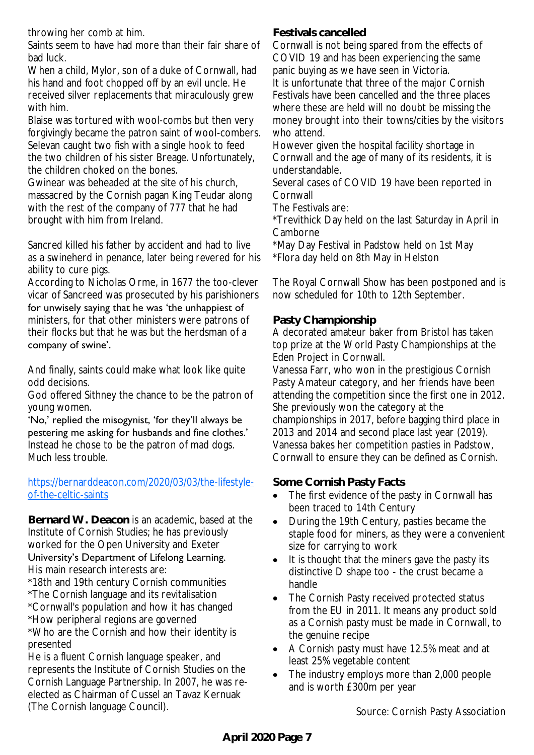throwing her comb at him.

Saints seem to have had more than their fair share of bad luck.

When a child, Mylor, son of a duke of Cornwall, had his hand and foot chopped off by an evil uncle. He received silver replacements that miraculously grew with him.

Blaise was tortured with wool-combs but then very forgivingly became the patron saint of wool-combers.

Selevan caught two fish with a single hook to feed the two children of his sister Breage. Unfortunately, the children choked on the bones.

Gwinear was beheaded at the site of his church, massacred by the Cornish pagan King Teudar along with the rest of the company of 777 that he had brought with him from Ireland.

Sancred killed his father by accident and had to live as a swineherd in penance, later being revered for his ability to cure pigs.

According to Nicholas Orme, in 1677 the too-clever vicar of Sancreed was prosecuted by his parishioners for unwisely saying that he was 'the unhappiest of ministers, for that other ministers were patrons of their flocks but that he was but the herdsman of a company of swine'.

And finally, saints could make what look like quite odd decisions.

God offered Sithney the chance to be the patron of young women.

'No,' replied the misogynist, 'for they'll always be pestering me asking for husbands and fine clothes.' Instead he chose to be the patron of mad dogs. Much less trouble.

https://bernarddeacon.com/2020/03/03/the-lifestyle-of-the-celtic-saints

**Bernard W. Deacon** is an academic, based at the Institute of Cornish Studies; he has previously worked for the Open University and Exeter University's Department of Lifelong Learning.

His main research interests are:

*18th and 19th century Cornish communities
*The Cornish language and its revitalisation
*Cornwall's population and how it has changed
*How peripheral regions are governed
*Who are the Cornish and how their identity is presented

He is a fluent Cornish language speaker, and represents the Institute of Cornish Studies on the Cornish Language Partnership. In 2007, he was re-elected as Chairman of Cussel an Tavaz Kernuak (The Cornish language Council).

## Festivals cancelled

Cornwall is not being spared from the effects of COVID 19 and has been experiencing the same panic buying as we have seen in Victoria.

It is unfortunate that three of the major Cornish Festivals have been cancelled and the three places where these are held will no doubt be missing the money brought into their towns/cities by the visitors who attend.

However given the hospital facility shortage in Cornwall and the age of many of its residents, it is understandable.

Several cases of COVID 19 have been reported in Cornwall

The Festivals are:

*Trevithick Day held on the last Saturday in April in Camborne
*May Day Festival in Padstow held on 1st May
*Flora day held on 8th May in Helston

The Royal Cornwall Show has been postponed and is now scheduled for 10th to 12th September.

## Pasty Championship

A decorated amateur baker from Bristol has taken top prize at the World Pasty Championships at the Eden Project in Cornwall.

Vanessa Farr, who won in the prestigious Cornish Pasty Amateur category, and her friends have been attending the competition since the first one in 2012. She previously won the category at the championships in 2017, before bagging third place in 2013 and 2014 and second place last year (2019). Vanessa bakes her competition pasties in Padstow, Cornwall to ensure they can be defined as Cornish.

## Some Cornish Pasty Facts

- The first evidence of the pasty in Cornwall has been traced to 14th Century
- During the 19th Century, pasties became the staple food for miners, as they were a convenient size for carrying to work
- It is thought that the miners gave the pasty its distinctive D shape too - the crust became a handle
- The Cornish Pasty received protected status from the EU in 2011. It means any product sold as a Cornish pasty must be made in Cornwall, to the genuine recipe
- A Cornish pasty must have 12.5% meat and at least 25% vegetable content
- The industry employs more than 2,000 people and is worth £300m per year

Source: Cornish Pasty Association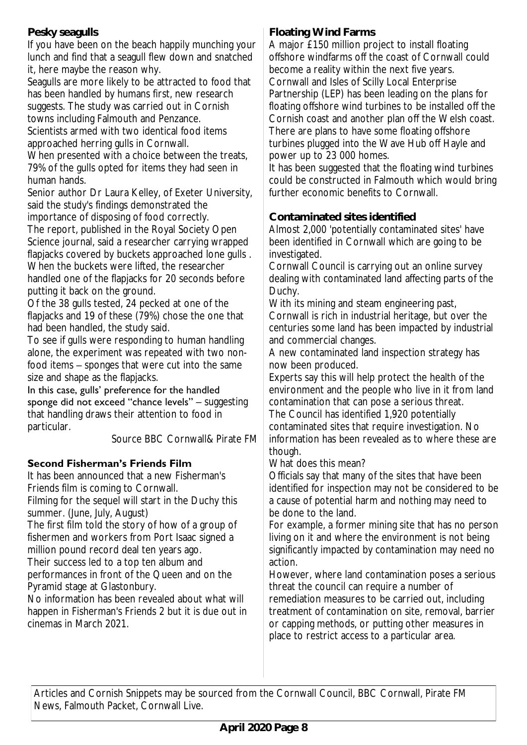## Pesky seagulls

If you have been on the beach happily munching your lunch and find that a seagull flew down and snatched it, here maybe the reason why.

Seagulls are more likely to be attracted to food that has been handled by humans first, new research suggests. The study was carried out in Cornish towns including Falmouth and Penzance.

Scientists armed with two identical food items approached herring gulls in Cornwall.

When presented with a choice between the treats, 79% of the gulls opted for items they had seen in human hands.

Senior author Dr Laura Kelley, of Exeter University, said the study's findings demonstrated the importance of disposing of food correctly.

The report, published in the Royal Society Open Science journal, said a researcher carrying wrapped flapjacks covered by buckets approached lone gulls . When the buckets were lifted, the researcher handled one of the flapjacks for 20 seconds before putting it back on the ground.

Of the 38 gulls tested, 24 pecked at one of the flapjacks and 19 of these (79%) chose the one that had been handled, the study said.

To see if gulls were responding to human handling alone, the experiment was repeated with two non-food items – sponges that were cut into the same size and shape as the flapjacks.

In this case, gulls' preference for the handled sponge did not exceed "chance levels" – suggesting that handling draws their attention to food in particular.

Source BBC Cornwall& Pirate FM

## Second Fisherman's Friends Film

It has been announced that a new Fisherman's Friends film is coming to Cornwall.

Filming for the sequel will start in the Duchy this summer. (June, July, August)

The first film told the story of how of a group of fishermen and workers from Port Isaac signed a million pound record deal ten years ago.

Their success led to a top ten album and performances in front of the Queen and on the Pyramid stage at Glastonbury.

No information has been revealed about what will happen in Fisherman's Friends 2 but it is due out in cinemas in March 2021.

## Floating Wind Farms

A major £150 million project to install floating offshore windfarms off the coast of Cornwall could become a reality within the next five years.

Cornwall and Isles of Scilly Local Enterprise Partnership (LEP) has been leading on the plans for floating offshore wind turbines to be installed off the Cornish coast and another plan off the Welsh coast. There are plans to have some floating offshore turbines plugged into the Wave Hub off Hayle and power up to 23 000 homes.

It has been suggested that the floating wind turbines could be constructed in Falmouth which would bring further economic benefits to Cornwall.

## Contaminated sites identified

Almost 2,000 'potentially contaminated sites' have been identified in Cornwall which are going to be investigated.

Cornwall Council is carrying out an online survey dealing with contaminated land affecting parts of the Duchy.

With its mining and steam engineering past, Cornwall is rich in industrial heritage, but over the centuries some land has been impacted by industrial and commercial changes.

A new contaminated land inspection strategy has now been produced.

Experts say this will help protect the health of the environment and the people who live in it from land contamination that can pose a serious threat.

The Council has identified 1,920 potentially contaminated sites that require investigation. No information has been revealed as to where these are though.

What does this mean?

Officials say that many of the sites that have been identified for inspection may not be considered to be a cause of potential harm and nothing may need to be done to the land.

For example, a former mining site that has no person living on it and where the environment is not being significantly impacted by contamination may need no action.

However, where land contamination poses a serious threat the council can require a number of remediation measures to be carried out, including treatment of contamination on site, removal, barrier or capping methods, or putting other measures in place to restrict access to a particular area.

Articles and Cornish Snippets may be sourced from the Cornwall Council, BBC Cornwall, Pirate FM News, Falmouth Packet, Cornwall Live.